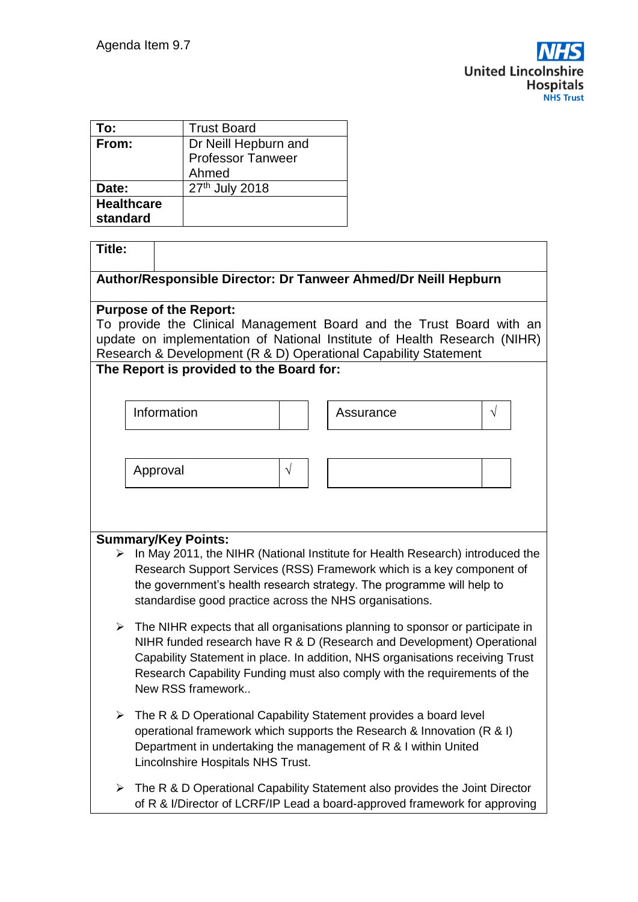Agenda Item 9.7

United Lincolnshire Hospitals NHS Trust

| | |
|---|---|
| **To:** | Trust Board |
| **From:** | Dr Neill Hepburn and Professor Tanweer Ahmed |
| **Date:** | 27th July 2018 |
| **Healthcare standard** | |

| | |
|---|---|
| **Title:** | |

**Author/Responsible Director: Dr Tanweer Ahmed/Dr Neill Hepburn**

**Purpose of the Report:**
To provide the Clinical Management Board and the Trust Board with an update on implementation of National Institute of Health Research (NIHR) Research & Development (R & D) Operational Capability Statement

**The Report is provided to the Board for:**

| | | | |
|---|---|---|---|
| Information | | Assurance | √ |
| Approval | √ | | |

**Summary/Key Points:**

- In May 2011, the NIHR (National Institute for Health Research) introduced the Research Support Services (RSS) Framework which is a key component of the government's health research strategy. The programme will help to standardise good practice across the NHS organisations.

- The NIHR expects that all organisations planning to sponsor or participate in NIHR funded research have R & D (Research and Development) Operational Capability Statement in place. In addition, NHS organisations receiving Trust Research Capability Funding must also comply with the requirements of the New RSS framework..

- The R & D Operational Capability Statement provides a board level operational framework which supports the Research & Innovation (R & I) Department in undertaking the management of R & I within United Lincolnshire Hospitals NHS Trust.

- The R & D Operational Capability Statement also provides the Joint Director of R & I/Director of LCRF/IP Lead a board-approved framework for approving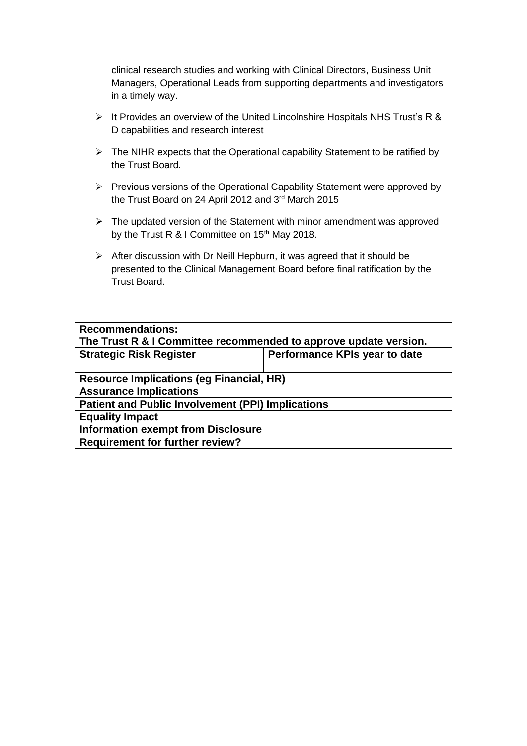clinical research studies and working with Clinical Directors, Business Unit Managers, Operational Leads from supporting departments and investigators in a timely way.

- It Provides an overview of the United Lincolnshire Hospitals NHS Trust's R & D capabilities and research interest
- The NIHR expects that the Operational capability Statement to be ratified by the Trust Board.
- Previous versions of the Operational Capability Statement were approved by the Trust Board on 24 April 2012 and 3rd March 2015
- The updated version of the Statement with minor amendment was approved by the Trust R & I Committee on 15th May 2018.
- After discussion with Dr Neill Hepburn, it was agreed that it should be presented to the Clinical Management Board before final ratification by the Trust Board.

**Recommendations:**
**The Trust R & I Committee recommended to approve update version.**

| | |
|---|---|
| **Strategic Risk Register** | **Performance KPIs year to date** |

**Resource Implications (eg Financial, HR)**

**Assurance Implications**

**Patient and Public Involvement (PPI) Implications**

**Equality Impact**

**Information exempt from Disclosure**

**Requirement for further review?**